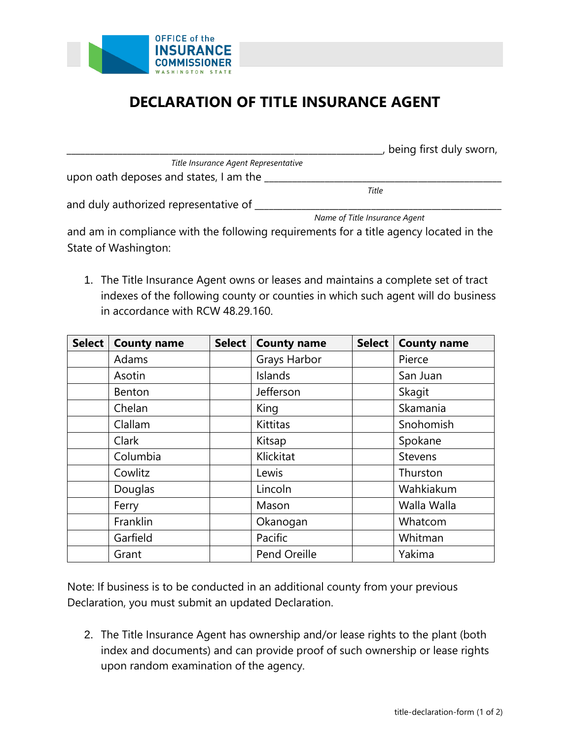OFFICE of the INSURANCE COMMISSIONER WASHINGTON STATE

# DECLARATION OF TITLE INSURANCE AGENT

_______________________________________________, being first duly sworn,
*Title Insurance Agent Representative*

upon oath deposes and states, I am the _______________________________________
*Title*

and duly authorized representative of _______________________________________
*Name of Title Insurance Agent*

and am in compliance with the following requirements for a title agency located in the State of Washington:

1. The Title Insurance Agent owns or leases and maintains a complete set of tract indexes of the following county or counties in which such agent will do business in accordance with RCW 48.29.160.

| Select | County name | Select | County name | Select | County name |
|---|---|---|---|---|---|
| | Adams | | Grays Harbor | | Pierce |
| | Asotin | | Islands | | San Juan |
| | Benton | | Jefferson | | Skagit |
| | Chelan | | King | | Skamania |
| | Clallam | | Kittitas | | Snohomish |
| | Clark | | Kitsap | | Spokane |
| | Columbia | | Klickitat | | Stevens |
| | Cowlitz | | Lewis | | Thurston |
| | Douglas | | Lincoln | | Wahkiakum |
| | Ferry | | Mason | | Walla Walla |
| | Franklin | | Okanogan | | Whatcom |
| | Garfield | | Pacific | | Whitman |
| | Grant | | Pend Oreille | | Yakima |

Note: If business is to be conducted in an additional county from your previous Declaration, you must submit an updated Declaration.

2. The Title Insurance Agent has ownership and/or lease rights to the plant (both index and documents) and can provide proof of such ownership or lease rights upon random examination of the agency.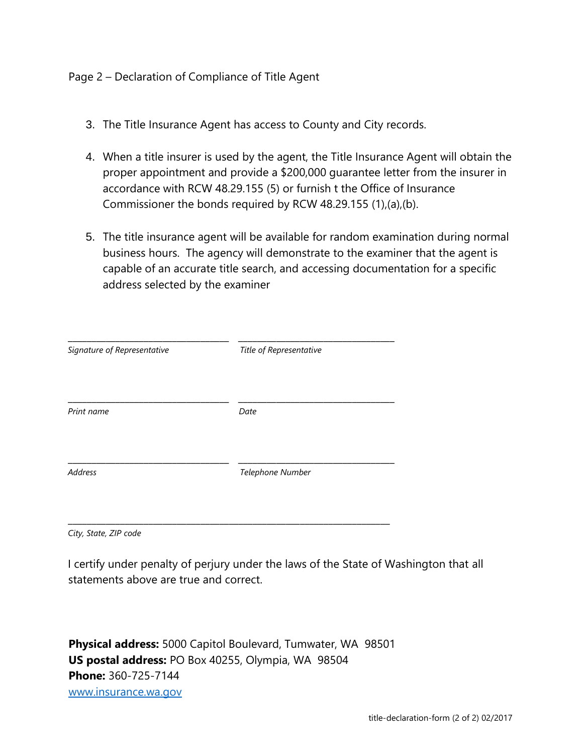Page 2 – Declaration of Compliance of Title Agent

3. The Title Insurance Agent has access to County and City records.

4. When a title insurer is used by the agent, the Title Insurance Agent will obtain the proper appointment and provide a $200,000 guarantee letter from the insurer in accordance with RCW 48.29.155 (5) or furnish t the Office of Insurance Commissioner the bonds required by RCW 48.29.155 (1),(a),(b).

5. The title insurance agent will be available for random examination during normal business hours. The agency will demonstrate to the examiner that the agent is capable of an accurate title search, and accessing documentation for a specific address selected by the examiner

| | |
|---|---|
| ___________________________________ | ___________________________________ |
| *Signature of Representative* | *Title of Representative* |
| ___________________________________ | ___________________________________ |
| *Print name* | *Date* |
| ___________________________________ | ___________________________________ |
| *Address* | *Telephone Number* |

_______________________________________________________________________

*City, State, ZIP code*

I certify under penalty of perjury under the laws of the State of Washington that all statements above are true and correct.

**Physical address:** 5000 Capitol Boulevard, Tumwater, WA 98501
**US postal address:** PO Box 40255, Olympia, WA 98504
**Phone:** 360-725-7144
[www.insurance.wa.gov](http://www.insurance.wa.gov)

title-declaration-form (2 of 2) 02/2017